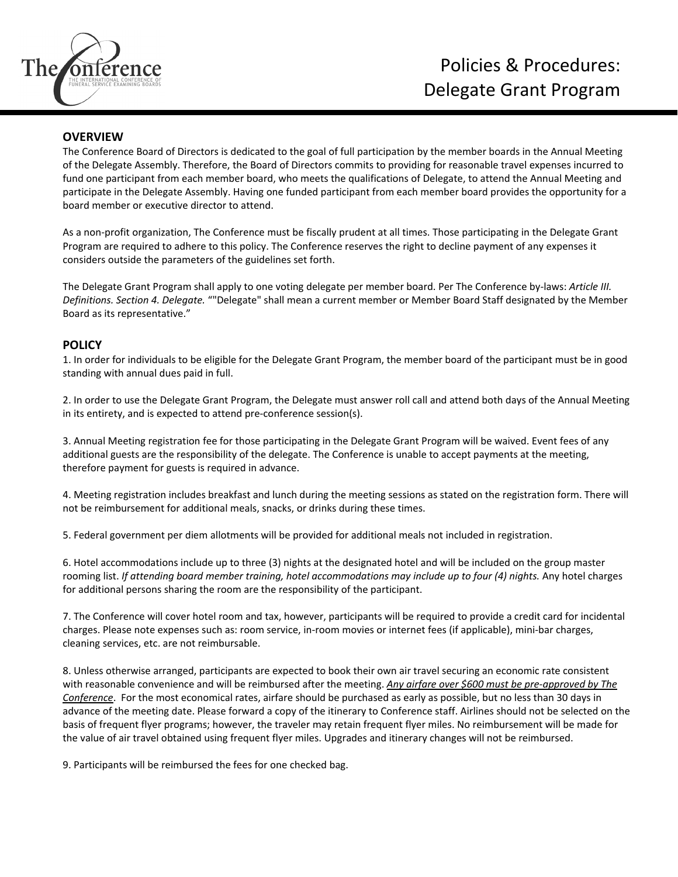# Policies & Procedures: Delegate Grant Program

## OVERVIEW

The Conference Board of Directors is dedicated to the goal of full participation by the member boards in the Annual Meeting of the Delegate Assembly. Therefore, the Board of Directors commits to providing for reasonable travel expenses incurred to fund one participant from each member board, who meets the qualifications of Delegate, to attend the Annual Meeting and participate in the Delegate Assembly. Having one funded participant from each member board provides the opportunity for a board member or executive director to attend.

As a non-profit organization, The Conference must be fiscally prudent at all times. Those participating in the Delegate Grant Program are required to adhere to this policy. The Conference reserves the right to decline payment of any expenses it considers outside the parameters of the guidelines set forth.

The Delegate Grant Program shall apply to one voting delegate per member board. Per The Conference by-laws: *Article III. Definitions. Section 4. Delegate.* “"Delegate" shall mean a current member or Member Board Staff designated by the Member Board as its representative.”

## POLICY

1. In order for individuals to be eligible for the Delegate Grant Program, the member board of the participant must be in good standing with annual dues paid in full.

2. In order to use the Delegate Grant Program, the Delegate must answer roll call and attend both days of the Annual Meeting in its entirety, and is expected to attend pre-conference session(s).

3. Annual Meeting registration fee for those participating in the Delegate Grant Program will be waived. Event fees of any additional guests are the responsibility of the delegate. The Conference is unable to accept payments at the meeting, therefore payment for guests is required in advance.

4. Meeting registration includes breakfast and lunch during the meeting sessions as stated on the registration form. There will not be reimbursement for additional meals, snacks, or drinks during these times.

5. Federal government per diem allotments will be provided for additional meals not included in registration.

6. Hotel accommodations include up to three (3) nights at the designated hotel and will be included on the group master rooming list. *If attending board member training, hotel accommodations may include up to four (4) nights.* Any hotel charges for additional persons sharing the room are the responsibility of the participant.

7. The Conference will cover hotel room and tax, however, participants will be required to provide a credit card for incidental charges. Please note expenses such as: room service, in-room movies or internet fees (if applicable), mini-bar charges, cleaning services, etc. are not reimbursable.

8. Unless otherwise arranged, participants are expected to book their own air travel securing an economic rate consistent with reasonable convenience and will be reimbursed after the meeting. ***Any airfare over $600 must be pre-approved by The Conference***. For the most economical rates, airfare should be purchased as early as possible, but no less than 30 days in advance of the meeting date. Please forward a copy of the itinerary to Conference staff. Airlines should not be selected on the basis of frequent flyer programs; however, the traveler may retain frequent flyer miles. No reimbursement will be made for the value of air travel obtained using frequent flyer miles. Upgrades and itinerary changes will not be reimbursed.

9. Participants will be reimbursed the fees for one checked bag.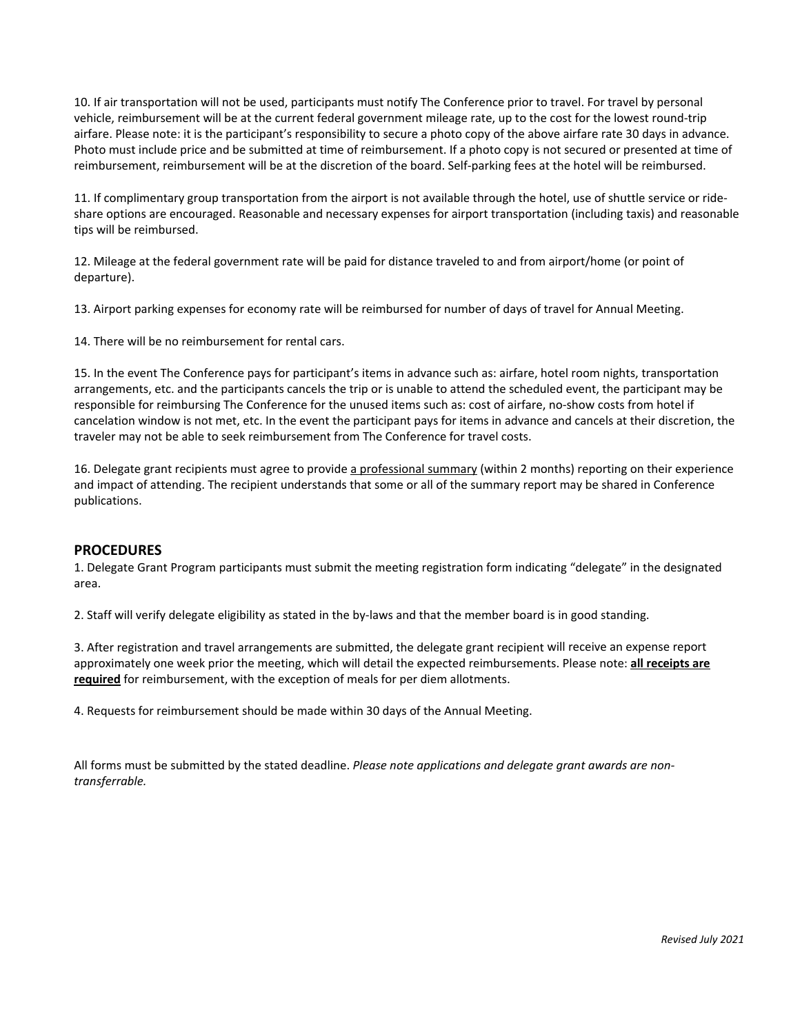10. If air transportation will not be used, participants must notify The Conference prior to travel. For travel by personal vehicle, reimbursement will be at the current federal government mileage rate, up to the cost for the lowest round-trip airfare. Please note: it is the participant's responsibility to secure a photo copy of the above airfare rate 30 days in advance. Photo must include price and be submitted at time of reimbursement. If a photo copy is not secured or presented at time of reimbursement, reimbursement will be at the discretion of the board. Self-parking fees at the hotel will be reimbursed.

11. If complimentary group transportation from the airport is not available through the hotel, use of shuttle service or ride-share options are encouraged. Reasonable and necessary expenses for airport transportation (including taxis) and reasonable tips will be reimbursed.

12. Mileage at the federal government rate will be paid for distance traveled to and from airport/home (or point of departure).

13. Airport parking expenses for economy rate will be reimbursed for number of days of travel for Annual Meeting.

14. There will be no reimbursement for rental cars.

15. In the event The Conference pays for participant's items in advance such as: airfare, hotel room nights, transportation arrangements, etc. and the participants cancels the trip or is unable to attend the scheduled event, the participant may be responsible for reimbursing The Conference for the unused items such as: cost of airfare, no-show costs from hotel if cancelation window is not met, etc. In the event the participant pays for items in advance and cancels at their discretion, the traveler may not be able to seek reimbursement from The Conference for travel costs.

16. Delegate grant recipients must agree to provide <u>a professional summary</u> (within 2 months) reporting on their experience and impact of attending. The recipient understands that some or all of the summary report may be shared in Conference publications.

## PROCEDURES

1. Delegate Grant Program participants must submit the meeting registration form indicating "delegate" in the designated area.

2. Staff will verify delegate eligibility as stated in the by-laws and that the member board is in good standing.

3. After registration and travel arrangements are submitted, the delegate grant recipient will receive an expense report approximately one week prior the meeting, which will detail the expected reimbursements. Please note: **<u>all receipts are required</u>** for reimbursement, with the exception of meals for per diem allotments.

4. Requests for reimbursement should be made within 30 days of the Annual Meeting.

All forms must be submitted by the stated deadline. *Please note applications and delegate grant awards are non-transferrable.*

*Revised July 2021*